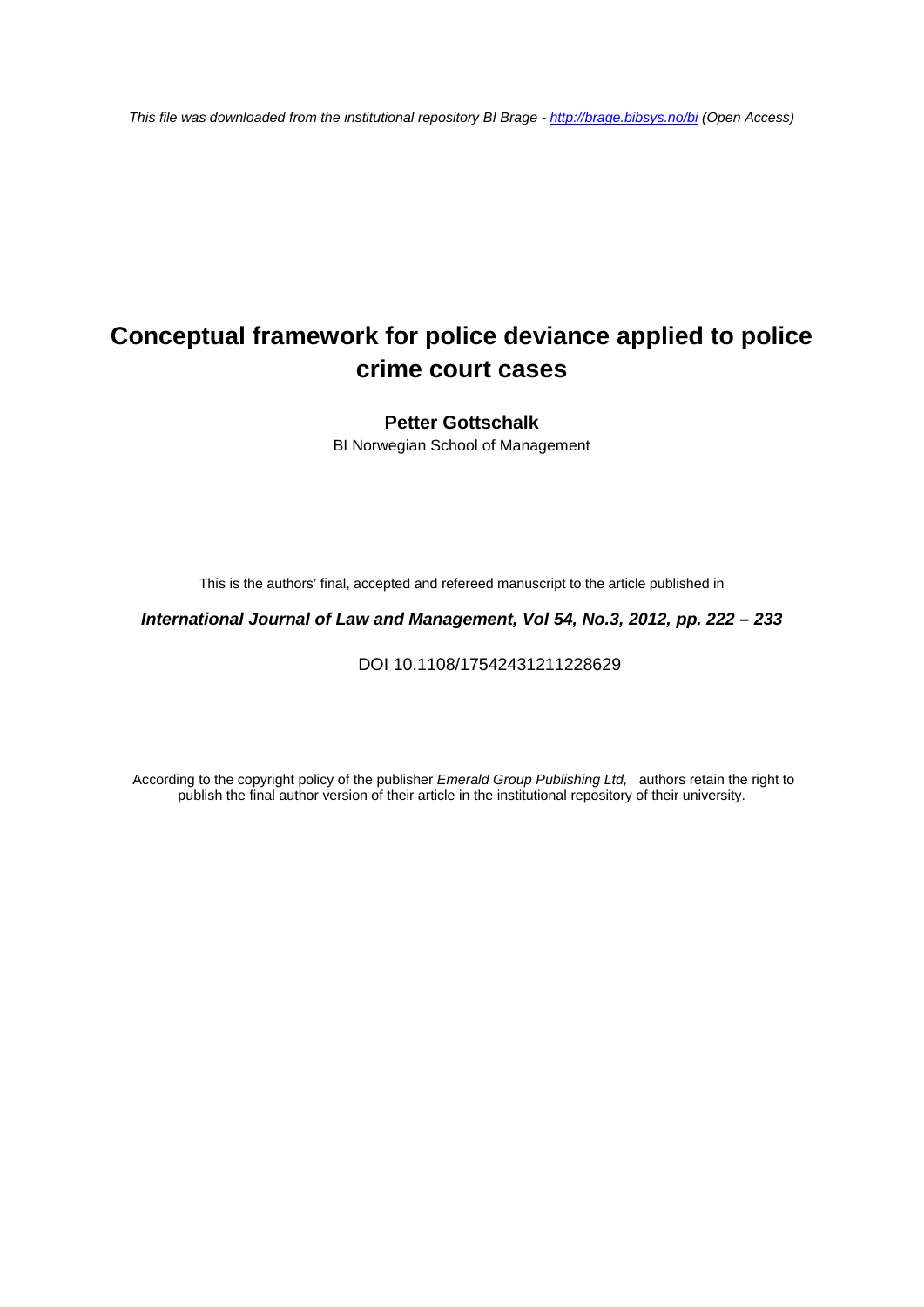*This file was downloaded from the institutional repository BI Brage - [http://brage.bibsys.no/bi](http://brage.bibsys.no/bi) (Open Access)*

# Conceptual framework for police deviance applied to police crime court cases

**Petter Gottschalk**

BI Norwegian School of Management

This is the authors' final, accepted and refereed manuscript to the article published in

***International Journal of Law and Management, Vol 54, No.3, 2012, pp. 222 – 233***

DOI 10.1108/17542431211228629

According to the copyright policy of the publisher *Emerald Group Publishing Ltd,* authors retain the right to publish the final author version of their article in the institutional repository of their university.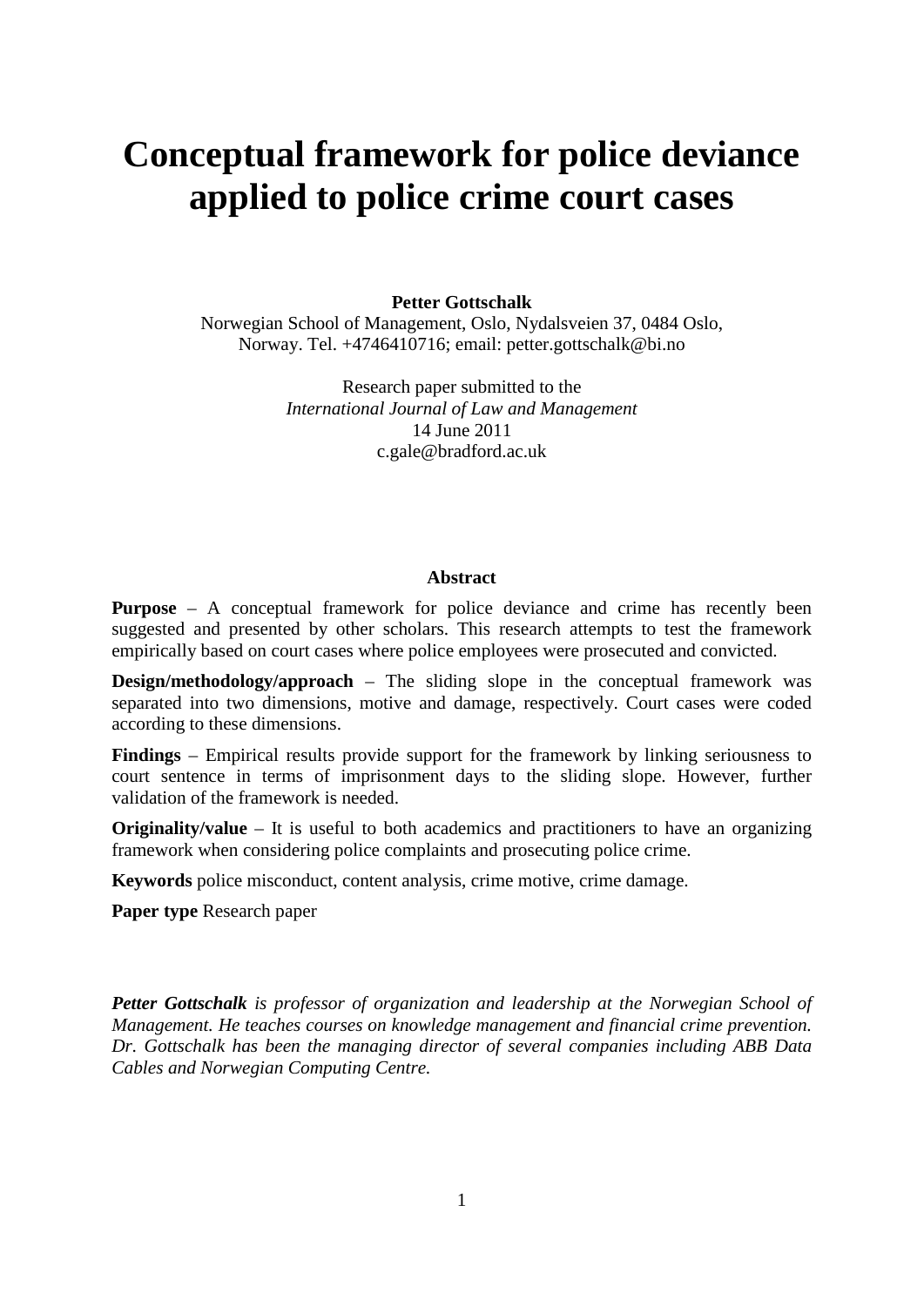# Conceptual framework for police deviance applied to police crime court cases

**Petter Gottschalk**

Norwegian School of Management, Oslo, Nydalsveien 37, 0484 Oslo, Norway. Tel. +4746410716; email: petter.gottschalk@bi.no

Research paper submitted to the
*International Journal of Law and Management*
14 June 2011
c.gale@bradford.ac.uk

**Abstract**

**Purpose** – A conceptual framework for police deviance and crime has recently been suggested and presented by other scholars. This research attempts to test the framework empirically based on court cases where police employees were prosecuted and convicted.

**Design/methodology/approach** – The sliding slope in the conceptual framework was separated into two dimensions, motive and damage, respectively. Court cases were coded according to these dimensions.

**Findings** – Empirical results provide support for the framework by linking seriousness to court sentence in terms of imprisonment days to the sliding slope. However, further validation of the framework is needed.

**Originality/value** – It is useful to both academics and practitioners to have an organizing framework when considering police complaints and prosecuting police crime.

**Keywords** police misconduct, content analysis, crime motive, crime damage.

**Paper type** Research paper

***Petter Gottschalk** is professor of organization and leadership at the Norwegian School of Management. He teaches courses on knowledge management and financial crime prevention. Dr. Gottschalk has been the managing director of several companies including ABB Data Cables and Norwegian Computing Centre.*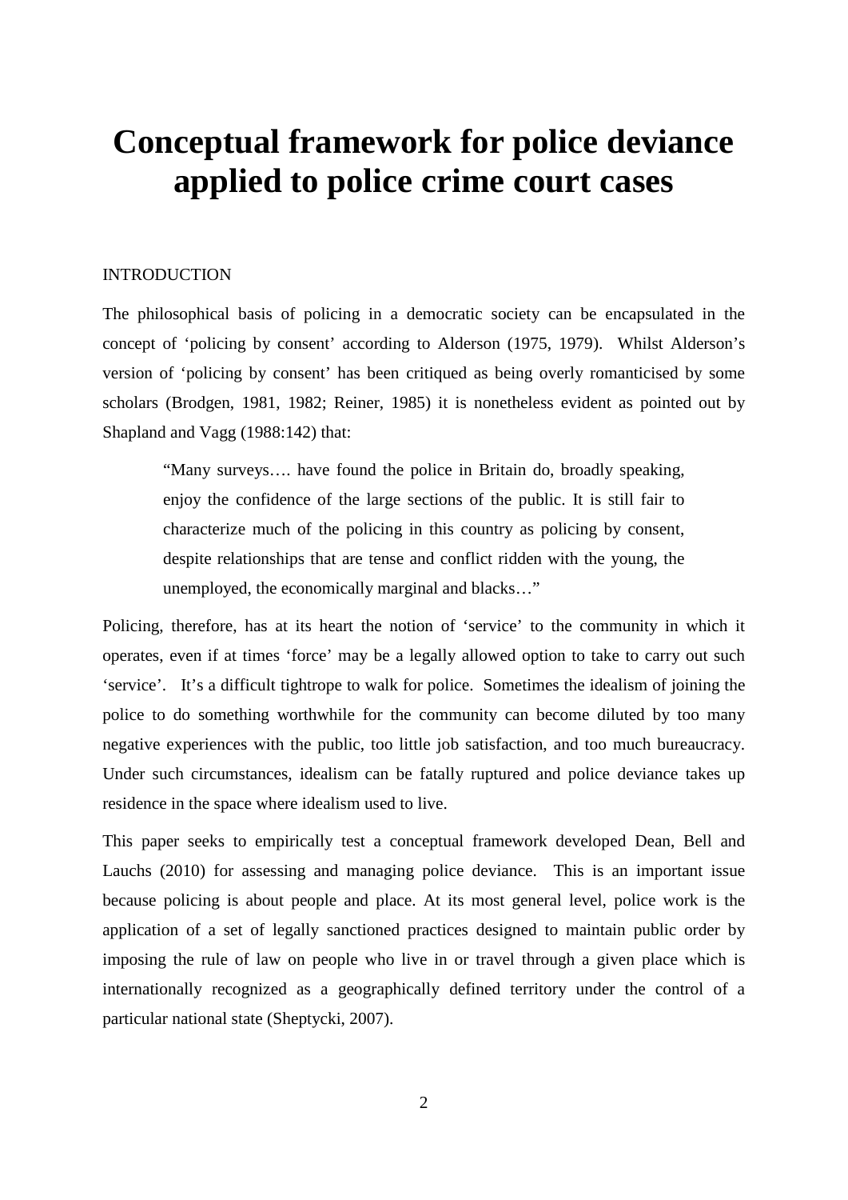# Conceptual framework for police deviance applied to police crime court cases

INTRODUCTION

The philosophical basis of policing in a democratic society can be encapsulated in the concept of 'policing by consent' according to Alderson (1975, 1979). Whilst Alderson's version of 'policing by consent' has been critiqued as being overly romanticised by some scholars (Brodgen, 1981, 1982; Reiner, 1985) it is nonetheless evident as pointed out by Shapland and Vagg (1988:142) that:

> "Many surveys…. have found the police in Britain do, broadly speaking, enjoy the confidence of the large sections of the public. It is still fair to characterize much of the policing in this country as policing by consent, despite relationships that are tense and conflict ridden with the young, the unemployed, the economically marginal and blacks…"

Policing, therefore, has at its heart the notion of 'service' to the community in which it operates, even if at times 'force' may be a legally allowed option to take to carry out such 'service'. It's a difficult tightrope to walk for police. Sometimes the idealism of joining the police to do something worthwhile for the community can become diluted by too many negative experiences with the public, too little job satisfaction, and too much bureaucracy. Under such circumstances, idealism can be fatally ruptured and police deviance takes up residence in the space where idealism used to live.

This paper seeks to empirically test a conceptual framework developed Dean, Bell and Lauchs (2010) for assessing and managing police deviance. This is an important issue because policing is about people and place. At its most general level, police work is the application of a set of legally sanctioned practices designed to maintain public order by imposing the rule of law on people who live in or travel through a given place which is internationally recognized as a geographically defined territory under the control of a particular national state (Sheptycki, 2007).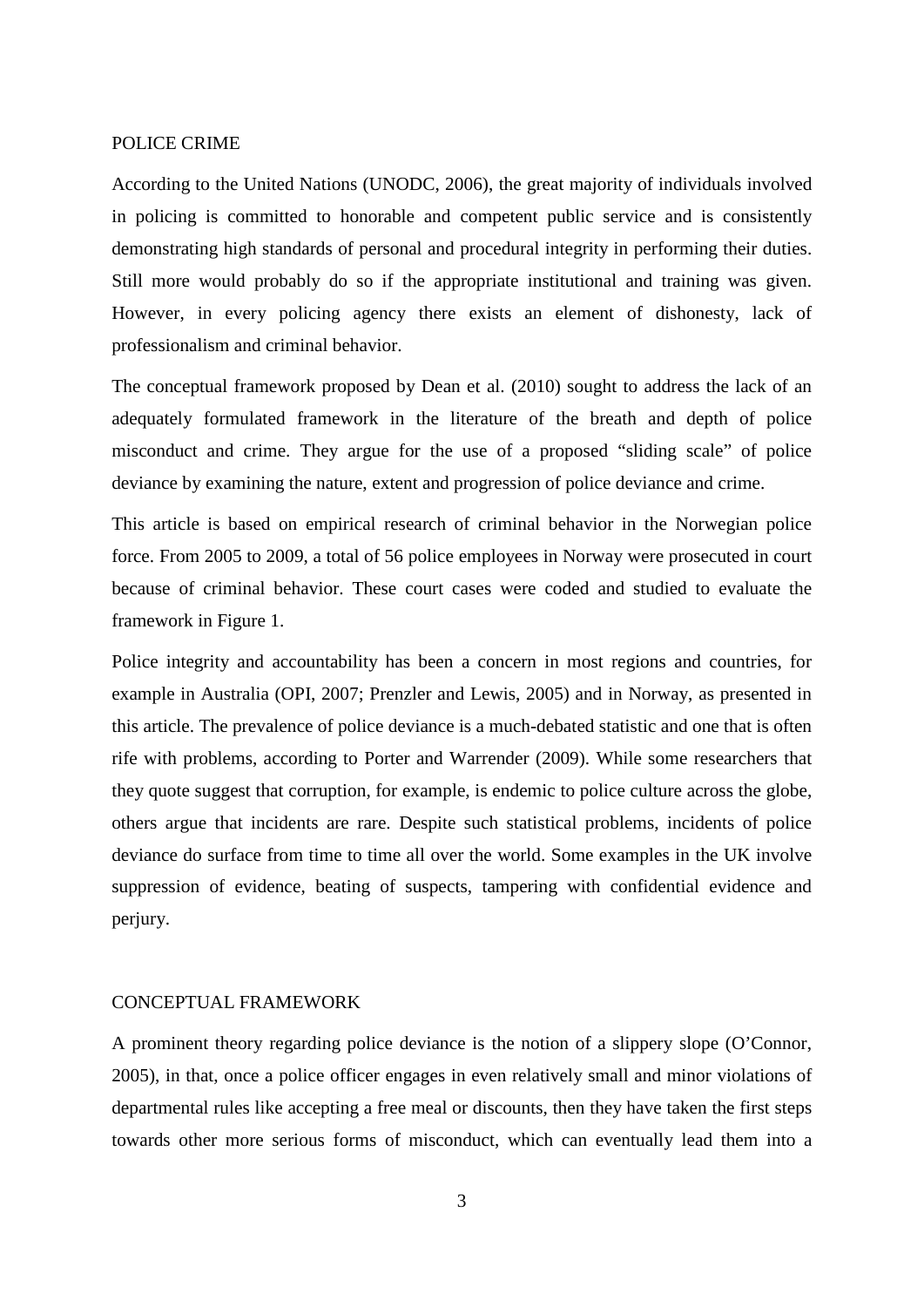## POLICE CRIME

According to the United Nations (UNODC, 2006), the great majority of individuals involved in policing is committed to honorable and competent public service and is consistently demonstrating high standards of personal and procedural integrity in performing their duties. Still more would probably do so if the appropriate institutional and training was given. However, in every policing agency there exists an element of dishonesty, lack of professionalism and criminal behavior.

The conceptual framework proposed by Dean et al. (2010) sought to address the lack of an adequately formulated framework in the literature of the breath and depth of police misconduct and crime. They argue for the use of a proposed "sliding scale" of police deviance by examining the nature, extent and progression of police deviance and crime.

This article is based on empirical research of criminal behavior in the Norwegian police force. From 2005 to 2009, a total of 56 police employees in Norway were prosecuted in court because of criminal behavior. These court cases were coded and studied to evaluate the framework in Figure 1.

Police integrity and accountability has been a concern in most regions and countries, for example in Australia (OPI, 2007; Prenzler and Lewis, 2005) and in Norway, as presented in this article. The prevalence of police deviance is a much-debated statistic and one that is often rife with problems, according to Porter and Warrender (2009). While some researchers that they quote suggest that corruption, for example, is endemic to police culture across the globe, others argue that incidents are rare. Despite such statistical problems, incidents of police deviance do surface from time to time all over the world. Some examples in the UK involve suppression of evidence, beating of suspects, tampering with confidential evidence and perjury.

## CONCEPTUAL FRAMEWORK

A prominent theory regarding police deviance is the notion of a slippery slope (O'Connor, 2005), in that, once a police officer engages in even relatively small and minor violations of departmental rules like accepting a free meal or discounts, then they have taken the first steps towards other more serious forms of misconduct, which can eventually lead them into a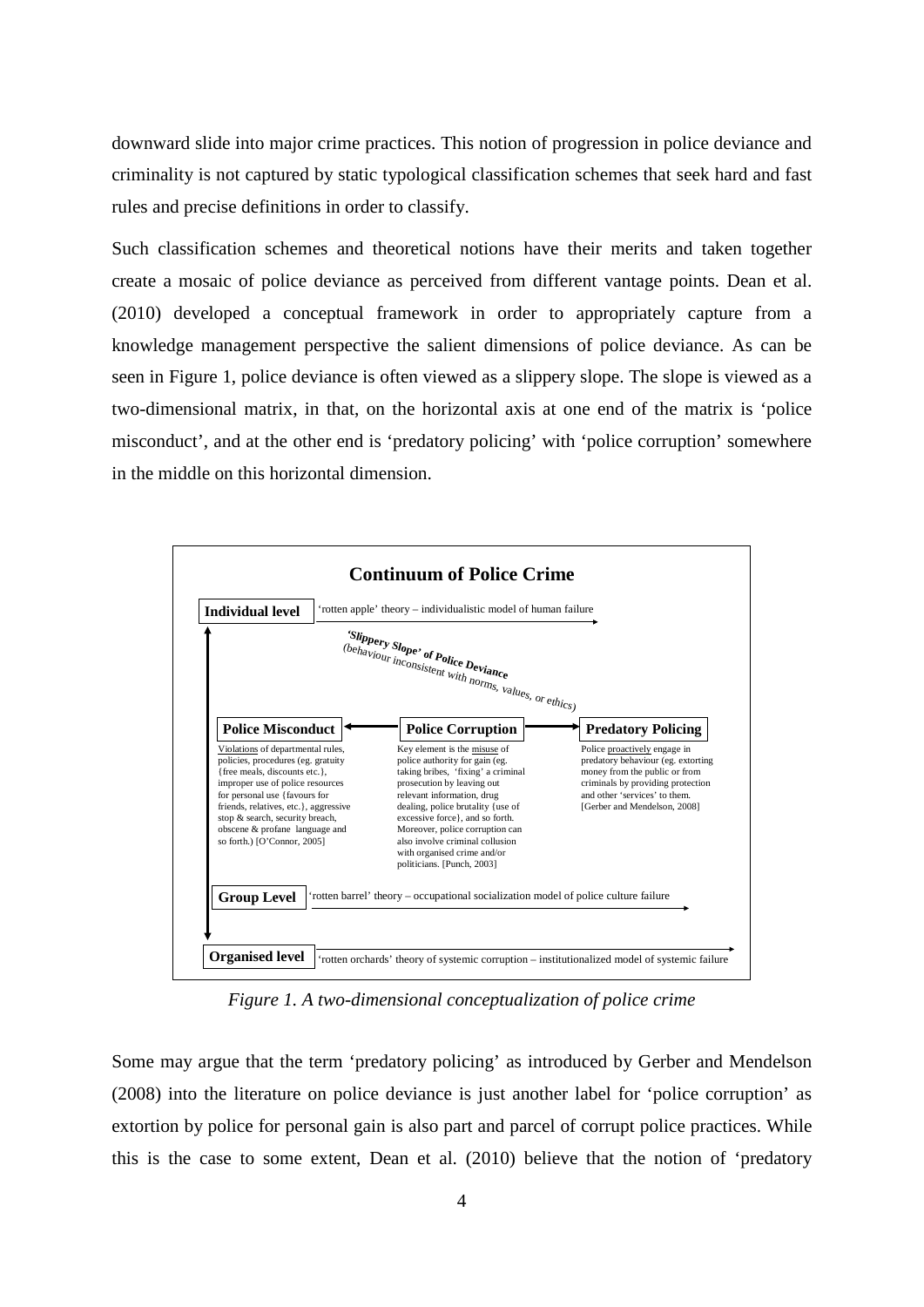downward slide into major crime practices. This notion of progression in police deviance and criminality is not captured by static typological classification schemes that seek hard and fast rules and precise definitions in order to classify.

Such classification schemes and theoretical notions have their merits and taken together create a mosaic of police deviance as perceived from different vantage points. Dean et al. (2010) developed a conceptual framework in order to appropriately capture from a knowledge management perspective the salient dimensions of police deviance. As can be seen in Figure 1, police deviance is often viewed as a slippery slope. The slope is viewed as a two-dimensional matrix, in that, on the horizontal axis at one end of the matrix is 'police misconduct', and at the other end is 'predatory policing' with 'police corruption' somewhere in the middle on this horizontal dimension.

**Continuum of Police Crime**

**Individual level** — 'rotten apple' theory – individualistic model of human failure

***'Slippery Slope' of Police Deviance*** *(behaviour inconsistent with norms, values, or ethics)*

**Police Misconduct** ← **Police Corruption** → **Predatory Policing**

- **Police Misconduct**: Violations of departmental rules, policies, procedures (eg. gratuity {free meals, discounts etc.}, improper use of police resources for personal use {favours for friends, relatives, etc.}, aggressive stop & search, security breach, obscene & profane language and so forth.) [O'Connor, 2005]
- **Police Corruption**: Key element is the misuse of police authority for gain (eg. taking bribes, 'fixing' a criminal prosecution by leaving out relevant information, drug dealing, police brutality {use of excessive force}, and so forth. Moreover, police corruption can also involve criminal collusion with organised crime and/or politicians. [Punch, 2003]
- **Predatory Policing**: Police proactively engage in predatory behaviour (eg. extorting money from the public or from criminals by providing protection and other 'services' to them. [Gerber and Mendelson, 2008]

**Group Level** — 'rotten barrel' theory – occupational socialization model of police culture failure

**Organised level** — 'rotten orchards' theory of systemic corruption – institutionalized model of systemic failure

*Figure 1. A two-dimensional conceptualization of police crime*

Some may argue that the term 'predatory policing' as introduced by Gerber and Mendelson (2008) into the literature on police deviance is just another label for 'police corruption' as extortion by police for personal gain is also part and parcel of corrupt police practices. While this is the case to some extent, Dean et al. (2010) believe that the notion of 'predatory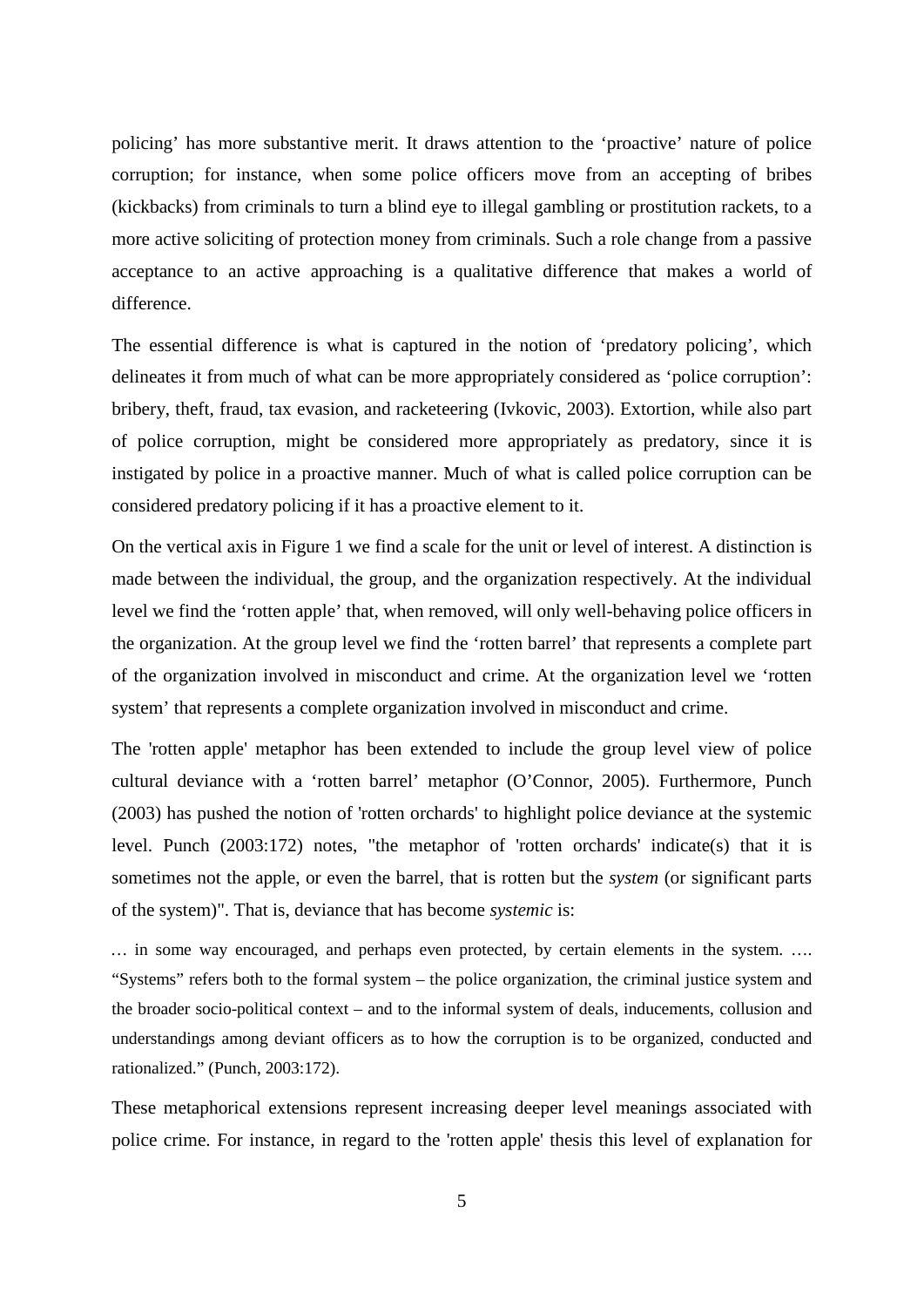policing' has more substantive merit. It draws attention to the 'proactive' nature of police corruption; for instance, when some police officers move from an accepting of bribes (kickbacks) from criminals to turn a blind eye to illegal gambling or prostitution rackets, to a more active soliciting of protection money from criminals. Such a role change from a passive acceptance to an active approaching is a qualitative difference that makes a world of difference.

The essential difference is what is captured in the notion of 'predatory policing', which delineates it from much of what can be more appropriately considered as 'police corruption': bribery, theft, fraud, tax evasion, and racketeering (Ivkovic, 2003). Extortion, while also part of police corruption, might be considered more appropriately as predatory, since it is instigated by police in a proactive manner. Much of what is called police corruption can be considered predatory policing if it has a proactive element to it.

On the vertical axis in Figure 1 we find a scale for the unit or level of interest. A distinction is made between the individual, the group, and the organization respectively. At the individual level we find the 'rotten apple' that, when removed, will only well-behaving police officers in the organization. At the group level we find the 'rotten barrel' that represents a complete part of the organization involved in misconduct and crime. At the organization level we 'rotten system' that represents a complete organization involved in misconduct and crime.

The 'rotten apple' metaphor has been extended to include the group level view of police cultural deviance with a 'rotten barrel' metaphor (O'Connor, 2005). Furthermore, Punch (2003) has pushed the notion of 'rotten orchards' to highlight police deviance at the systemic level. Punch (2003:172) notes, "the metaphor of 'rotten orchards' indicate(s) that it is sometimes not the apple, or even the barrel, that is rotten but the *system* (or significant parts of the system)". That is, deviance that has become *systemic* is:

> … in some way encouraged, and perhaps even protected, by certain elements in the system. …. "Systems" refers both to the formal system – the police organization, the criminal justice system and the broader socio-political context – and to the informal system of deals, inducements, collusion and understandings among deviant officers as to how the corruption is to be organized, conducted and rationalized." (Punch, 2003:172).

These metaphorical extensions represent increasing deeper level meanings associated with police crime. For instance, in regard to the 'rotten apple' thesis this level of explanation for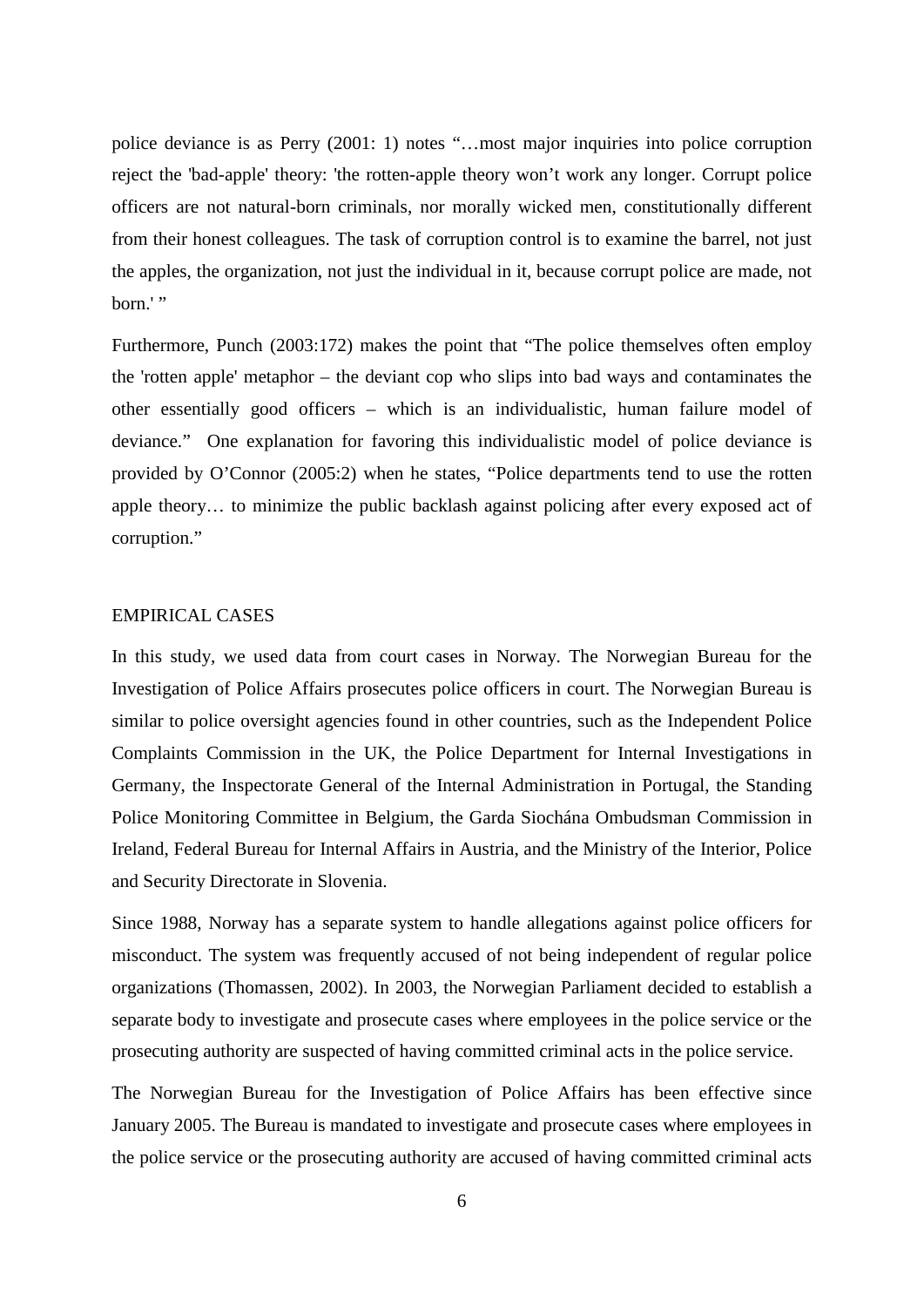police deviance is as Perry (2001: 1) notes "…most major inquiries into police corruption reject the 'bad-apple' theory: 'the rotten-apple theory won't work any longer. Corrupt police officers are not natural-born criminals, nor morally wicked men, constitutionally different from their honest colleagues. The task of corruption control is to examine the barrel, not just the apples, the organization, not just the individual in it, because corrupt police are made, not born.' "

Furthermore, Punch (2003:172) makes the point that "The police themselves often employ the 'rotten apple' metaphor – the deviant cop who slips into bad ways and contaminates the other essentially good officers – which is an individualistic, human failure model of deviance." One explanation for favoring this individualistic model of police deviance is provided by O'Connor (2005:2) when he states, "Police departments tend to use the rotten apple theory… to minimize the public backlash against policing after every exposed act of corruption."

## EMPIRICAL CASES

In this study, we used data from court cases in Norway. The Norwegian Bureau for the Investigation of Police Affairs prosecutes police officers in court. The Norwegian Bureau is similar to police oversight agencies found in other countries, such as the Independent Police Complaints Commission in the UK, the Police Department for Internal Investigations in Germany, the Inspectorate General of the Internal Administration in Portugal, the Standing Police Monitoring Committee in Belgium, the Garda Siochána Ombudsman Commission in Ireland, Federal Bureau for Internal Affairs in Austria, and the Ministry of the Interior, Police and Security Directorate in Slovenia.

Since 1988, Norway has a separate system to handle allegations against police officers for misconduct. The system was frequently accused of not being independent of regular police organizations (Thomassen, 2002). In 2003, the Norwegian Parliament decided to establish a separate body to investigate and prosecute cases where employees in the police service or the prosecuting authority are suspected of having committed criminal acts in the police service.

The Norwegian Bureau for the Investigation of Police Affairs has been effective since January 2005. The Bureau is mandated to investigate and prosecute cases where employees in the police service or the prosecuting authority are accused of having committed criminal acts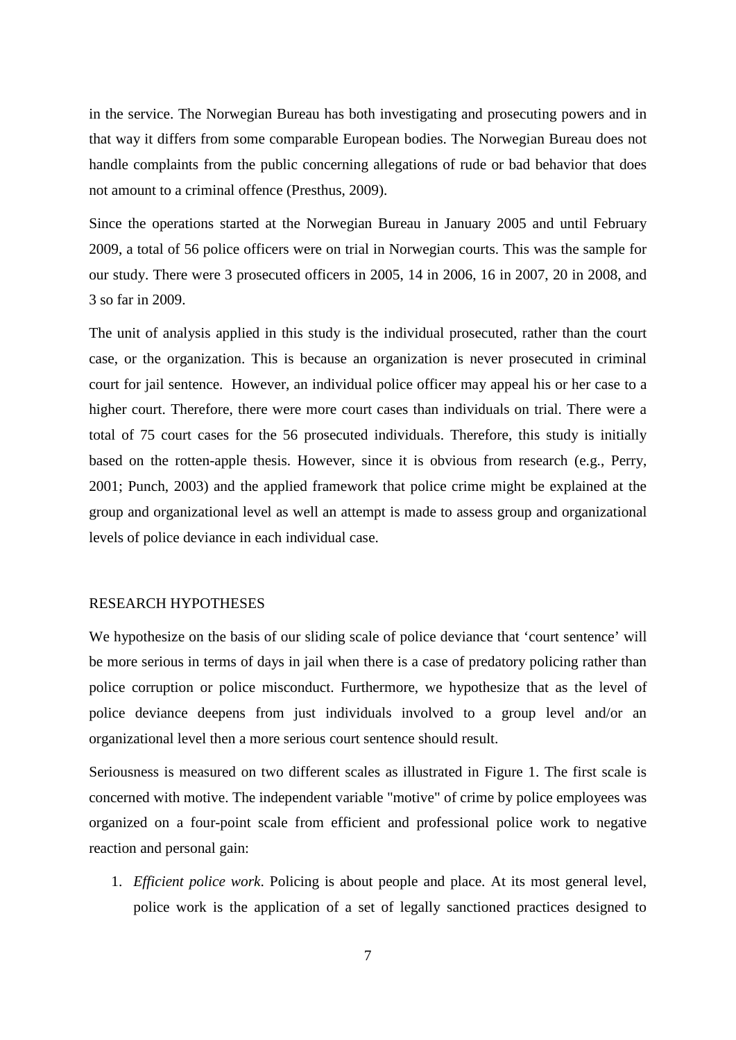in the service. The Norwegian Bureau has both investigating and prosecuting powers and in that way it differs from some comparable European bodies. The Norwegian Bureau does not handle complaints from the public concerning allegations of rude or bad behavior that does not amount to a criminal offence (Presthus, 2009).

Since the operations started at the Norwegian Bureau in January 2005 and until February 2009, a total of 56 police officers were on trial in Norwegian courts. This was the sample for our study. There were 3 prosecuted officers in 2005, 14 in 2006, 16 in 2007, 20 in 2008, and 3 so far in 2009.

The unit of analysis applied in this study is the individual prosecuted, rather than the court case, or the organization. This is because an organization is never prosecuted in criminal court for jail sentence. However, an individual police officer may appeal his or her case to a higher court. Therefore, there were more court cases than individuals on trial. There were a total of 75 court cases for the 56 prosecuted individuals. Therefore, this study is initially based on the rotten-apple thesis. However, since it is obvious from research (e.g., Perry, 2001; Punch, 2003) and the applied framework that police crime might be explained at the group and organizational level as well an attempt is made to assess group and organizational levels of police deviance in each individual case.

## RESEARCH HYPOTHESES

We hypothesize on the basis of our sliding scale of police deviance that 'court sentence' will be more serious in terms of days in jail when there is a case of predatory policing rather than police corruption or police misconduct. Furthermore, we hypothesize that as the level of police deviance deepens from just individuals involved to a group level and/or an organizational level then a more serious court sentence should result.

Seriousness is measured on two different scales as illustrated in Figure 1. The first scale is concerned with motive. The independent variable "motive" of crime by police employees was organized on a four-point scale from efficient and professional police work to negative reaction and personal gain:

1. *Efficient police work*. Policing is about people and place. At its most general level, police work is the application of a set of legally sanctioned practices designed to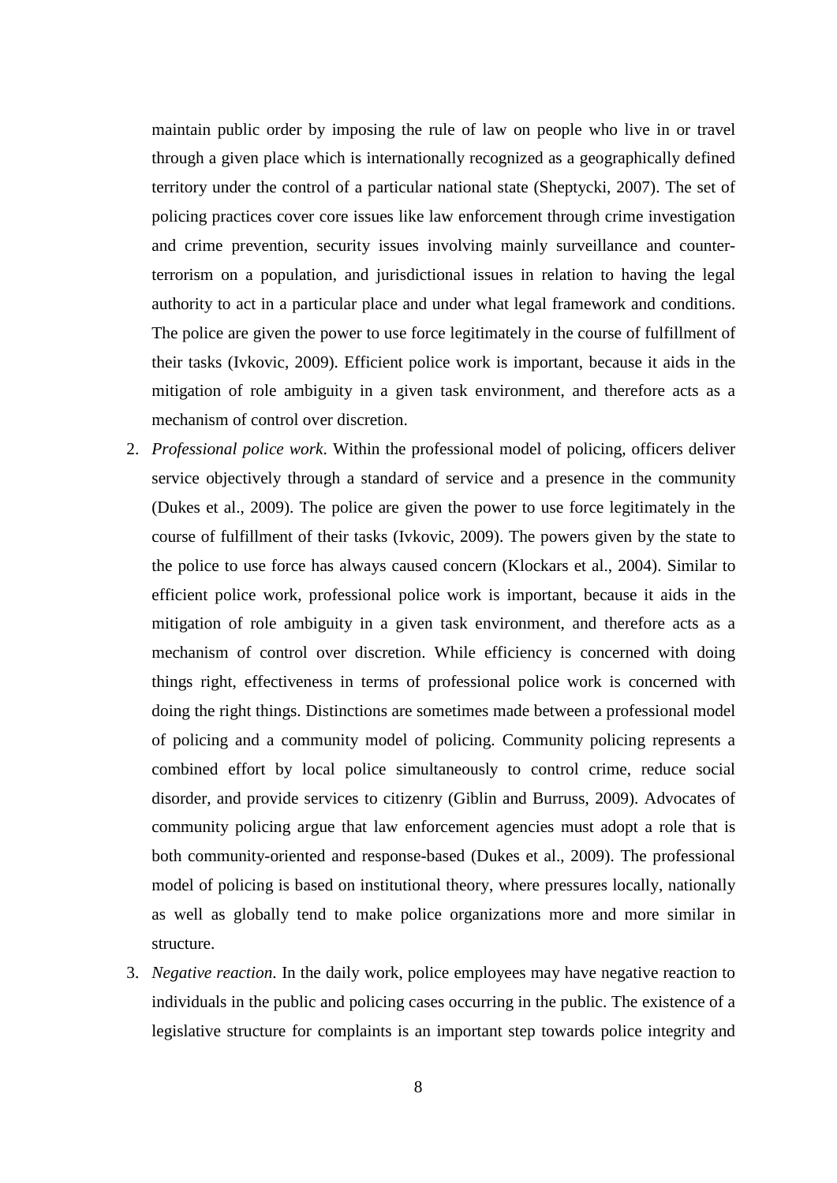maintain public order by imposing the rule of law on people who live in or travel through a given place which is internationally recognized as a geographically defined territory under the control of a particular national state (Sheptycki, 2007). The set of policing practices cover core issues like law enforcement through crime investigation and crime prevention, security issues involving mainly surveillance and counter-terrorism on a population, and jurisdictional issues in relation to having the legal authority to act in a particular place and under what legal framework and conditions. The police are given the power to use force legitimately in the course of fulfillment of their tasks (Ivkovic, 2009). Efficient police work is important, because it aids in the mitigation of role ambiguity in a given task environment, and therefore acts as a mechanism of control over discretion.

2. *Professional police work*. Within the professional model of policing, officers deliver service objectively through a standard of service and a presence in the community (Dukes et al., 2009). The police are given the power to use force legitimately in the course of fulfillment of their tasks (Ivkovic, 2009). The powers given by the state to the police to use force has always caused concern (Klockars et al., 2004). Similar to efficient police work, professional police work is important, because it aids in the mitigation of role ambiguity in a given task environment, and therefore acts as a mechanism of control over discretion. While efficiency is concerned with doing things right, effectiveness in terms of professional police work is concerned with doing the right things. Distinctions are sometimes made between a professional model of policing and a community model of policing. Community policing represents a combined effort by local police simultaneously to control crime, reduce social disorder, and provide services to citizenry (Giblin and Burruss, 2009). Advocates of community policing argue that law enforcement agencies must adopt a role that is both community-oriented and response-based (Dukes et al., 2009). The professional model of policing is based on institutional theory, where pressures locally, nationally as well as globally tend to make police organizations more and more similar in structure.

3. *Negative reaction*. In the daily work, police employees may have negative reaction to individuals in the public and policing cases occurring in the public. The existence of a legislative structure for complaints is an important step towards police integrity and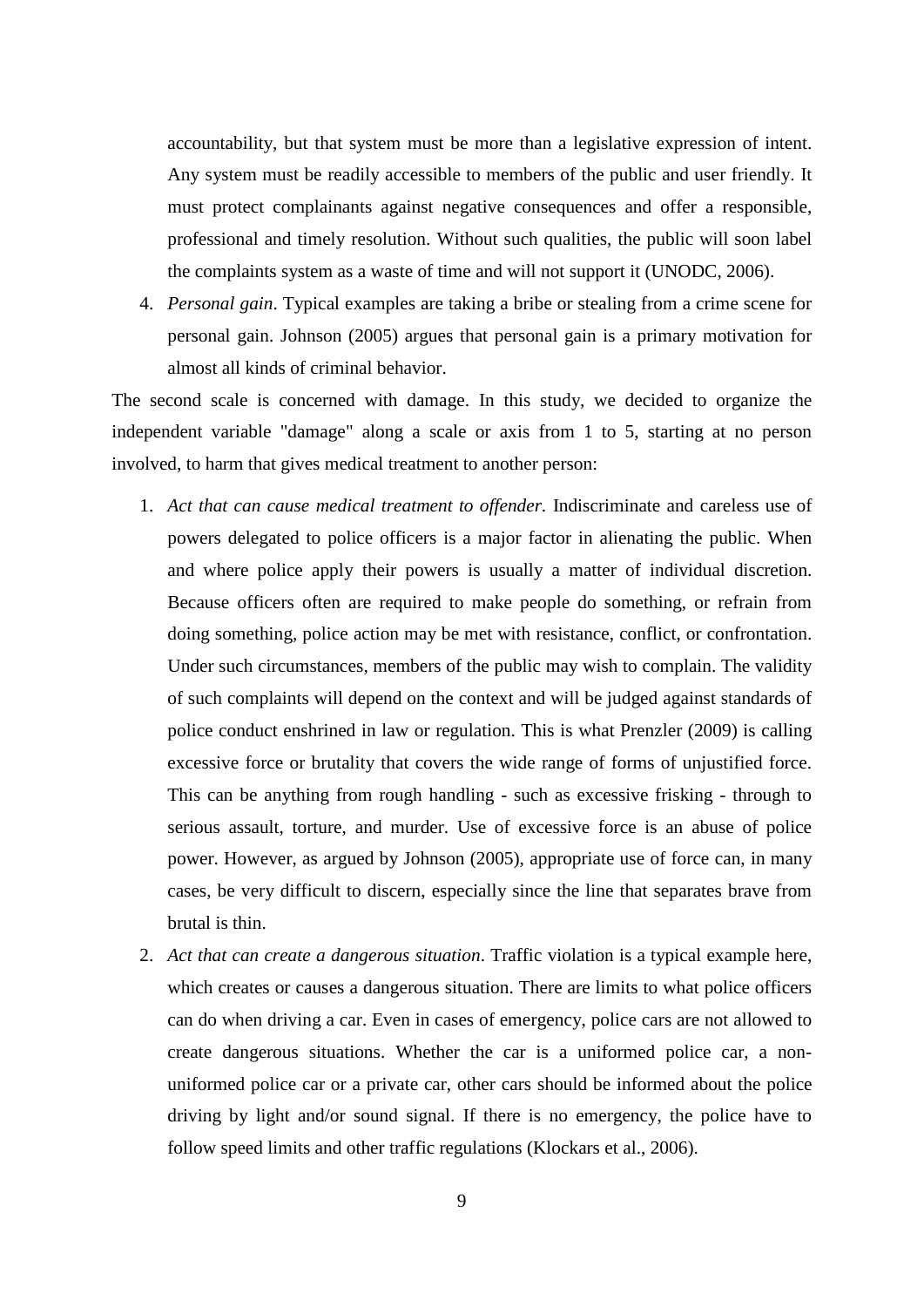accountability, but that system must be more than a legislative expression of intent. Any system must be readily accessible to members of the public and user friendly. It must protect complainants against negative consequences and offer a responsible, professional and timely resolution. Without such qualities, the public will soon label the complaints system as a waste of time and will not support it (UNODC, 2006).

4. *Personal gain*. Typical examples are taking a bribe or stealing from a crime scene for personal gain. Johnson (2005) argues that personal gain is a primary motivation for almost all kinds of criminal behavior.

The second scale is concerned with damage. In this study, we decided to organize the independent variable "damage" along a scale or axis from 1 to 5, starting at no person involved, to harm that gives medical treatment to another person:

1. *Act that can cause medical treatment to offender.* Indiscriminate and careless use of powers delegated to police officers is a major factor in alienating the public. When and where police apply their powers is usually a matter of individual discretion. Because officers often are required to make people do something, or refrain from doing something, police action may be met with resistance, conflict, or confrontation. Under such circumstances, members of the public may wish to complain. The validity of such complaints will depend on the context and will be judged against standards of police conduct enshrined in law or regulation. This is what Prenzler (2009) is calling excessive force or brutality that covers the wide range of forms of unjustified force. This can be anything from rough handling - such as excessive frisking - through to serious assault, torture, and murder. Use of excessive force is an abuse of police power. However, as argued by Johnson (2005), appropriate use of force can, in many cases, be very difficult to discern, especially since the line that separates brave from brutal is thin.

2. *Act that can create a dangerous situation*. Traffic violation is a typical example here, which creates or causes a dangerous situation. There are limits to what police officers can do when driving a car. Even in cases of emergency, police cars are not allowed to create dangerous situations. Whether the car is a uniformed police car, a non-uniformed police car or a private car, other cars should be informed about the police driving by light and/or sound signal. If there is no emergency, the police have to follow speed limits and other traffic regulations (Klockars et al., 2006).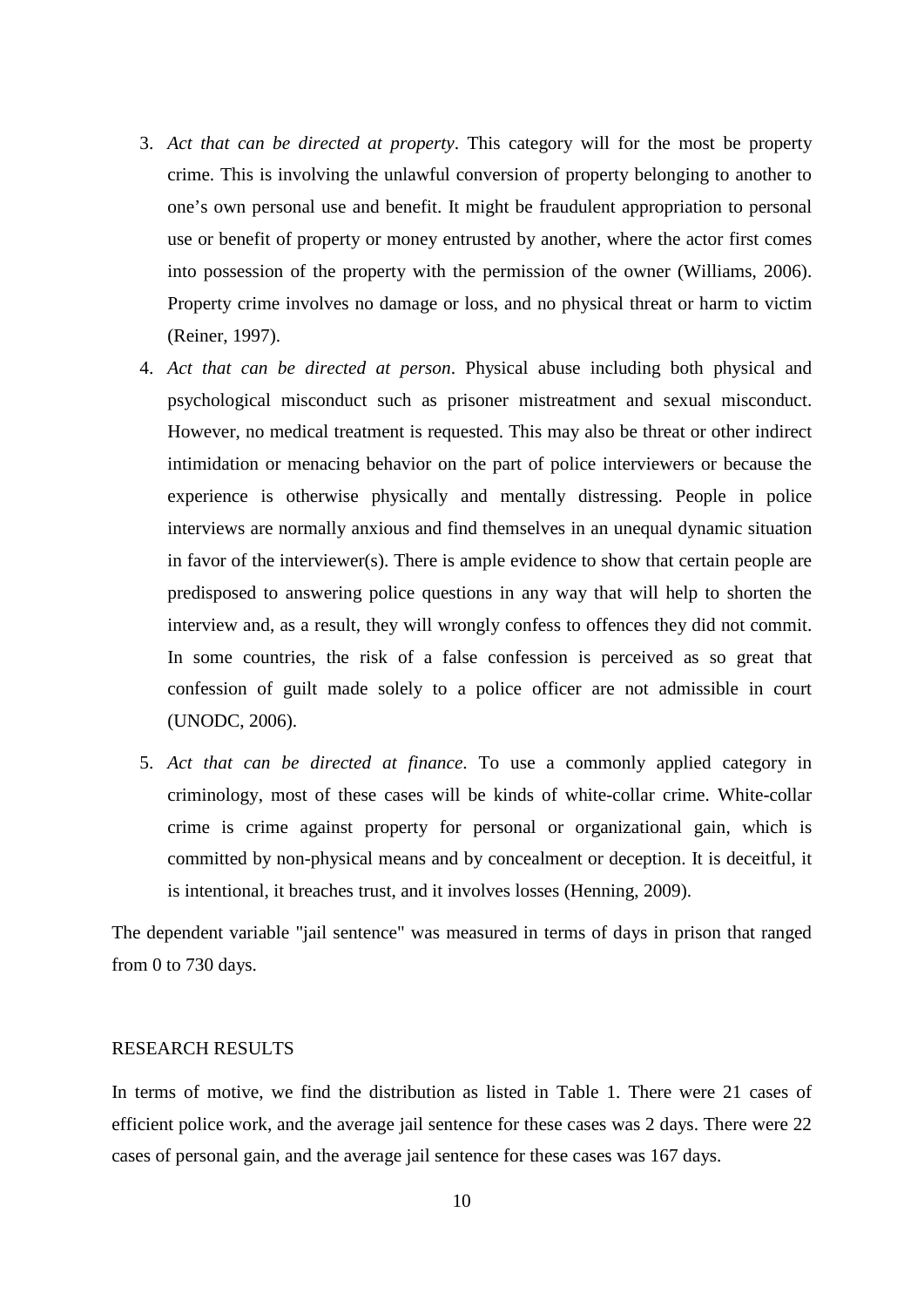3. *Act that can be directed at property*. This category will for the most be property crime. This is involving the unlawful conversion of property belonging to another to one's own personal use and benefit. It might be fraudulent appropriation to personal use or benefit of property or money entrusted by another, where the actor first comes into possession of the property with the permission of the owner (Williams, 2006). Property crime involves no damage or loss, and no physical threat or harm to victim (Reiner, 1997).
4. *Act that can be directed at person*. Physical abuse including both physical and psychological misconduct such as prisoner mistreatment and sexual misconduct. However, no medical treatment is requested. This may also be threat or other indirect intimidation or menacing behavior on the part of police interviewers or because the experience is otherwise physically and mentally distressing. People in police interviews are normally anxious and find themselves in an unequal dynamic situation in favor of the interviewer(s). There is ample evidence to show that certain people are predisposed to answering police questions in any way that will help to shorten the interview and, as a result, they will wrongly confess to offences they did not commit. In some countries, the risk of a false confession is perceived as so great that confession of guilt made solely to a police officer are not admissible in court (UNODC, 2006).
5. *Act that can be directed at finance*. To use a commonly applied category in criminology, most of these cases will be kinds of white-collar crime. White-collar crime is crime against property for personal or organizational gain, which is committed by non-physical means and by concealment or deception. It is deceitful, it is intentional, it breaches trust, and it involves losses (Henning, 2009).

The dependent variable "jail sentence" was measured in terms of days in prison that ranged from 0 to 730 days.

## RESEARCH RESULTS

In terms of motive, we find the distribution as listed in Table 1. There were 21 cases of efficient police work, and the average jail sentence for these cases was 2 days. There were 22 cases of personal gain, and the average jail sentence for these cases was 167 days.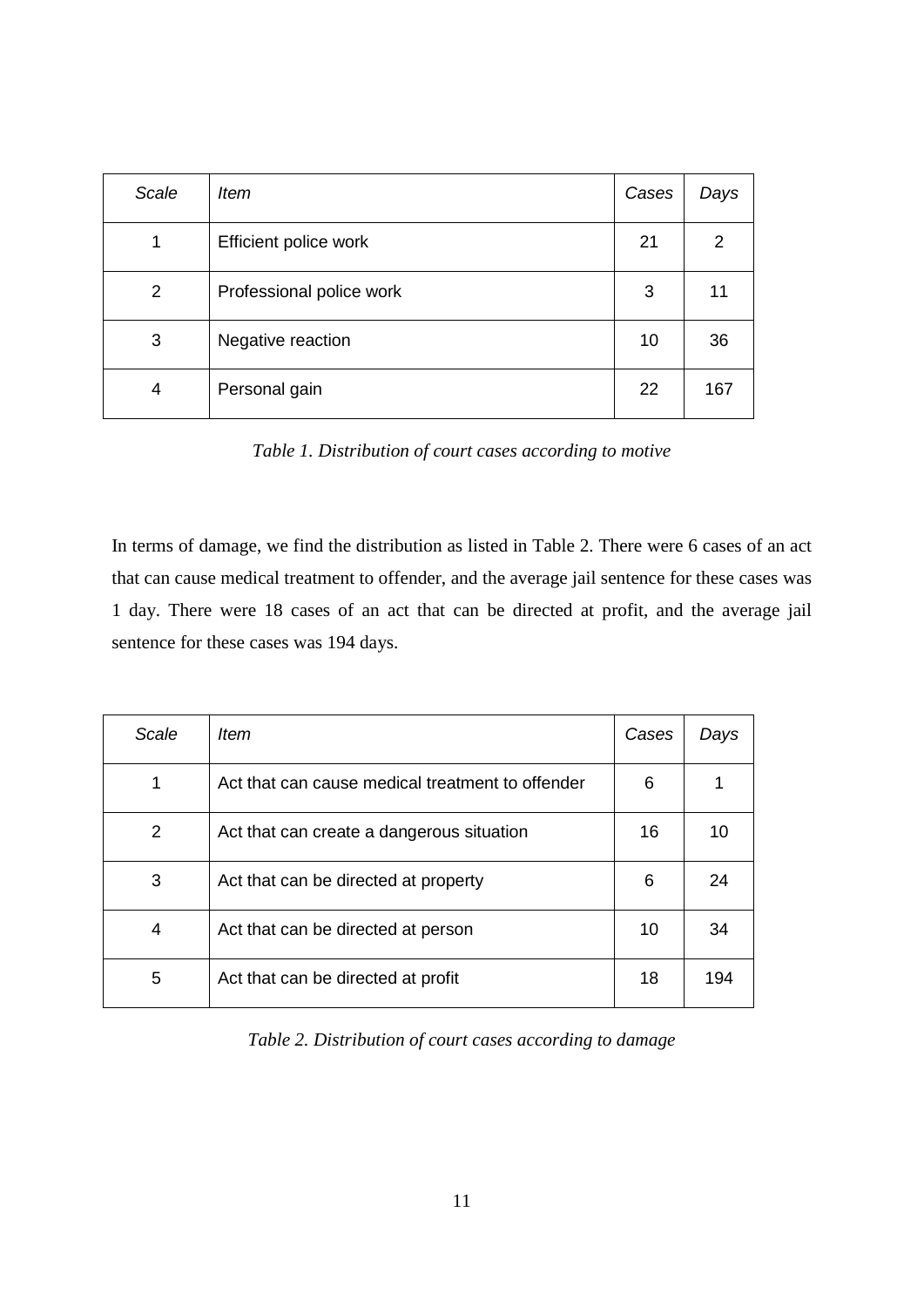| *Scale* | *Item* | *Cases* | *Days* |
|---|---|---|---|
| 1 | Efficient police work | 21 | 2 |
| 2 | Professional police work | 3 | 11 |
| 3 | Negative reaction | 10 | 36 |
| 4 | Personal gain | 22 | 167 |

*Table 1. Distribution of court cases according to motive*

In terms of damage, we find the distribution as listed in Table 2. There were 6 cases of an act that can cause medical treatment to offender, and the average jail sentence for these cases was 1 day. There were 18 cases of an act that can be directed at profit, and the average jail sentence for these cases was 194 days.

| *Scale* | *Item* | *Cases* | *Days* |
|---|---|---|---|
| 1 | Act that can cause medical treatment to offender | 6 | 1 |
| 2 | Act that can create a dangerous situation | 16 | 10 |
| 3 | Act that can be directed at property | 6 | 24 |
| 4 | Act that can be directed at person | 10 | 34 |
| 5 | Act that can be directed at profit | 18 | 194 |

*Table 2. Distribution of court cases according to damage*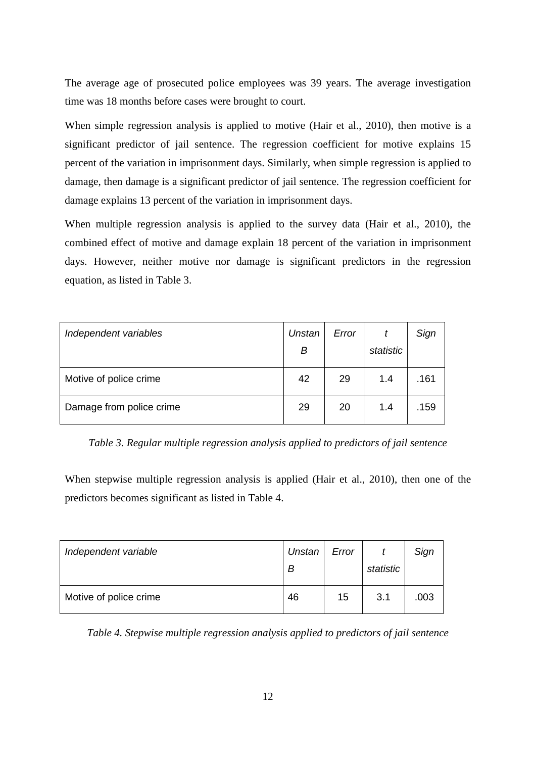The average age of prosecuted police employees was 39 years. The average investigation time was 18 months before cases were brought to court.

When simple regression analysis is applied to motive (Hair et al., 2010), then motive is a significant predictor of jail sentence. The regression coefficient for motive explains 15 percent of the variation in imprisonment days. Similarly, when simple regression is applied to damage, then damage is a significant predictor of jail sentence. The regression coefficient for damage explains 13 percent of the variation in imprisonment days.

When multiple regression analysis is applied to the survey data (Hair et al., 2010), the combined effect of motive and damage explain 18 percent of the variation in imprisonment days. However, neither motive nor damage is significant predictors in the regression equation, as listed in Table 3.

| *Independent variables* | *Unstan B* | *Error* | *t statistic* | *Sign* |
|---|---|---|---|---|
| Motive of police crime | 42 | 29 | 1.4 | .161 |
| Damage from police crime | 29 | 20 | 1.4 | .159 |

*Table 3. Regular multiple regression analysis applied to predictors of jail sentence*

When stepwise multiple regression analysis is applied (Hair et al., 2010), then one of the predictors becomes significant as listed in Table 4.

| *Independent variable* | *Unstan B* | *Error* | *t statistic* | *Sign* |
|---|---|---|---|---|
| Motive of police crime | 46 | 15 | 3.1 | .003 |

*Table 4. Stepwise multiple regression analysis applied to predictors of jail sentence*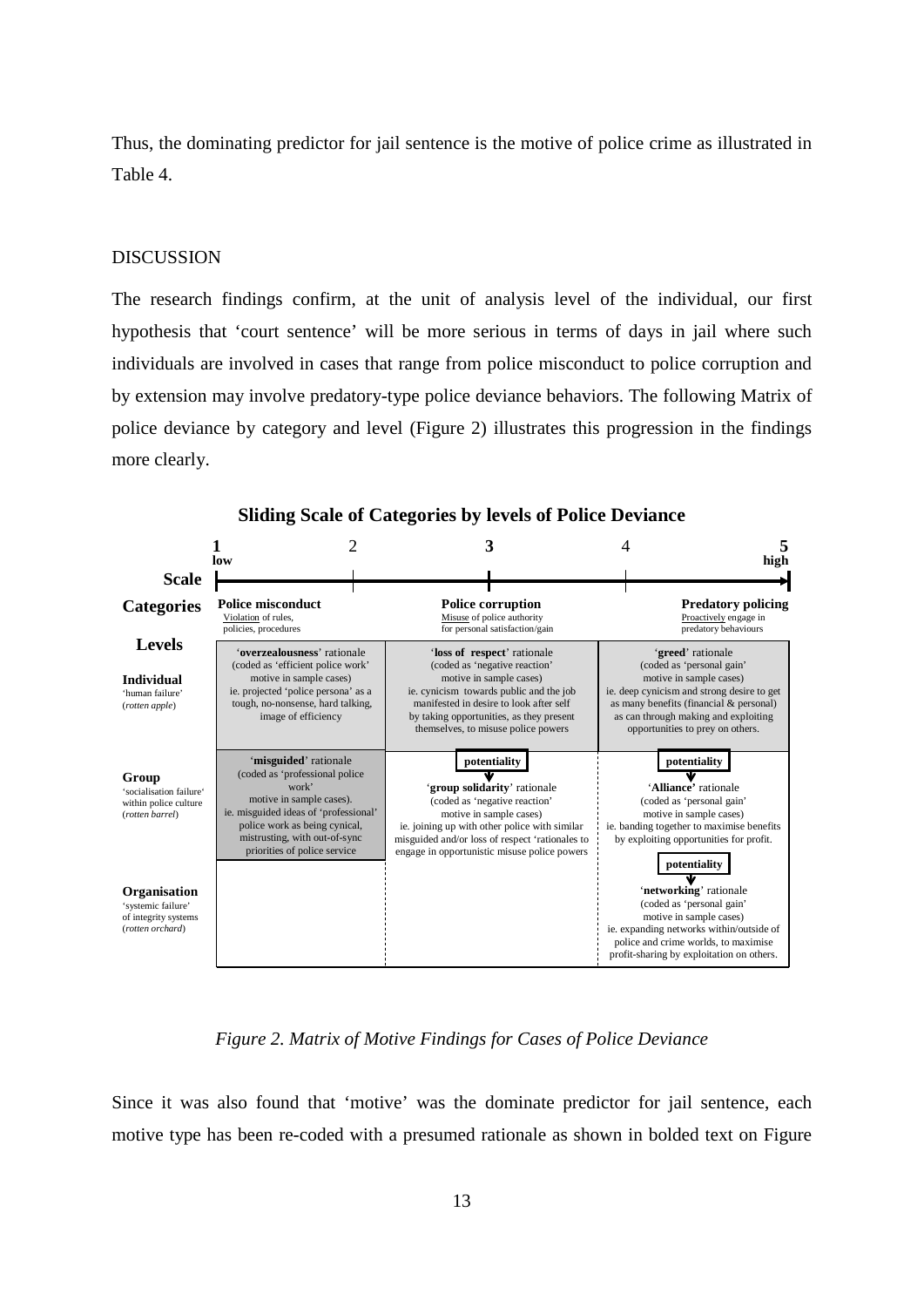Thus, the dominating predictor for jail sentence is the motive of police crime as illustrated in Table 4.

## DISCUSSION

The research findings confirm, at the unit of analysis level of the individual, our first hypothesis that 'court sentence' will be more serious in terms of days in jail where such individuals are involved in cases that range from police misconduct to police corruption and by extension may involve predatory-type police deviance behaviors. The following Matrix of police deviance by category and level (Figure 2) illustrates this progression in the findings more clearly.

**Sliding Scale of Categories by levels of Police Deviance**

| Scale | 1 low – 2 | 3 | 4 – 5 high |
|---|---|---|---|
| **Categories** | **Police misconduct** Violation of rules, policies, procedures | **Police corruption** Misuse of police authority for personal satisfaction/gain | **Predatory policing** Proactively engage in predatory behaviours |
| **Levels** | | | |
| **Individual** 'human failure' (*rotten apple*) | '**overzealousness**' rationale (coded as 'efficient police work' motive in sample cases) ie. projected 'police persona' as a tough, no-nonsense, hard talking, image of efficiency | '**loss of respect**' rationale (coded as 'negative reaction' motive in sample cases) ie. cynicism towards public and the job manifested in desire to look after self by taking opportunities, as they present themselves, to misuse police powers | '**greed**' rationale (coded as 'personal gain' motive in sample cases) ie. deep cynicism and strong desire to get as many benefits (financial & personal) as can through making and exploiting opportunities to prey on others. |
| **Group** 'socialisation failure' within police culture (*rotten barrel*) | '**misguided**' rationale (coded as 'professional police work' motive in sample cases). ie. misguided ideas of 'professional' police work as being cynical, mistrusting, with out-of-sync priorities of police service | **potentiality** → '**group solidarity**' rationale (coded as 'negative reaction' motive in sample cases) ie. joining up with other police with similar misguided and/or loss of respect 'rationales to engage in opportunistic misuse police powers | **potentiality** → '**Alliance'** rationale (coded as 'personal gain' motive in sample cases) ie. banding together to maximise benefits by exploiting opportunities for profit. |
| **Organisation** 'systemic failure' of integrity systems (*rotten orchard*) | | | **potentiality** → '**networking**' rationale (coded as 'personal gain' motive in sample cases) ie. expanding networks within/outside of police and crime worlds, to maximise profit-sharing by exploitation on others. |

*Figure 2. Matrix of Motive Findings for Cases of Police Deviance*

Since it was also found that 'motive' was the dominate predictor for jail sentence, each motive type has been re-coded with a presumed rationale as shown in bolded text on Figure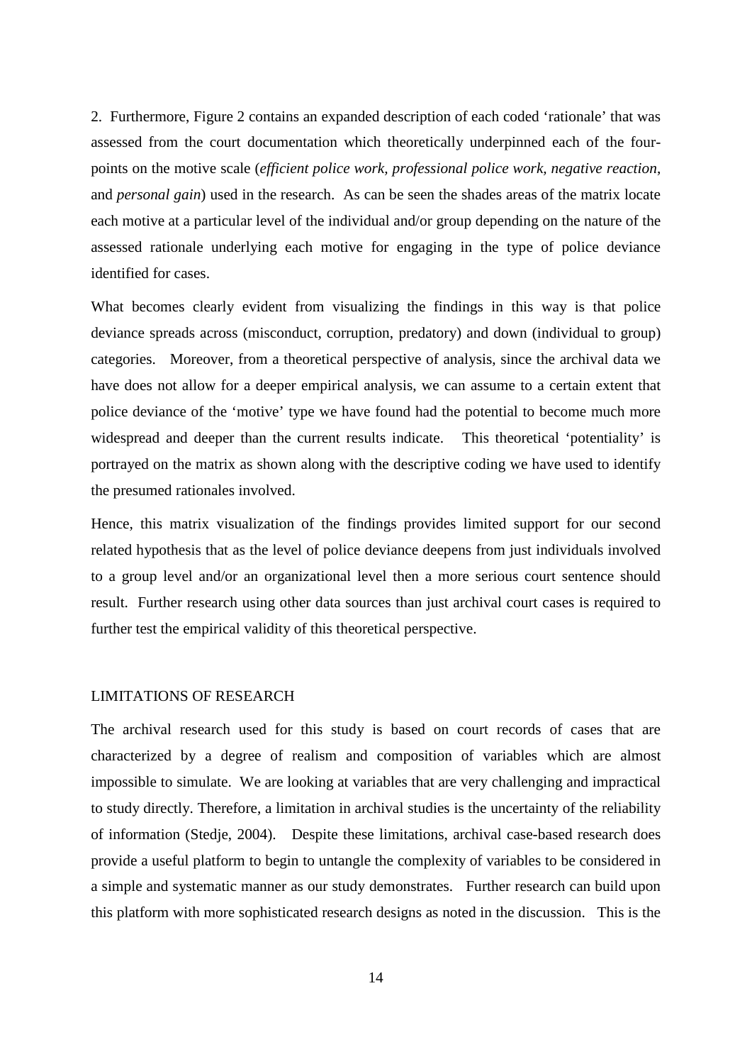2. Furthermore, Figure 2 contains an expanded description of each coded 'rationale' that was assessed from the court documentation which theoretically underpinned each of the four-points on the motive scale (*efficient police work, professional police work, negative reaction*, and *personal gain*) used in the research. As can be seen the shades areas of the matrix locate each motive at a particular level of the individual and/or group depending on the nature of the assessed rationale underlying each motive for engaging in the type of police deviance identified for cases.

What becomes clearly evident from visualizing the findings in this way is that police deviance spreads across (misconduct, corruption, predatory) and down (individual to group) categories. Moreover, from a theoretical perspective of analysis, since the archival data we have does not allow for a deeper empirical analysis, we can assume to a certain extent that police deviance of the 'motive' type we have found had the potential to become much more widespread and deeper than the current results indicate. This theoretical 'potentiality' is portrayed on the matrix as shown along with the descriptive coding we have used to identify the presumed rationales involved.

Hence, this matrix visualization of the findings provides limited support for our second related hypothesis that as the level of police deviance deepens from just individuals involved to a group level and/or an organizational level then a more serious court sentence should result. Further research using other data sources than just archival court cases is required to further test the empirical validity of this theoretical perspective.

## LIMITATIONS OF RESEARCH

The archival research used for this study is based on court records of cases that are characterized by a degree of realism and composition of variables which are almost impossible to simulate. We are looking at variables that are very challenging and impractical to study directly. Therefore, a limitation in archival studies is the uncertainty of the reliability of information (Stedje, 2004). Despite these limitations, archival case-based research does provide a useful platform to begin to untangle the complexity of variables to be considered in a simple and systematic manner as our study demonstrates. Further research can build upon this platform with more sophisticated research designs as noted in the discussion. This is the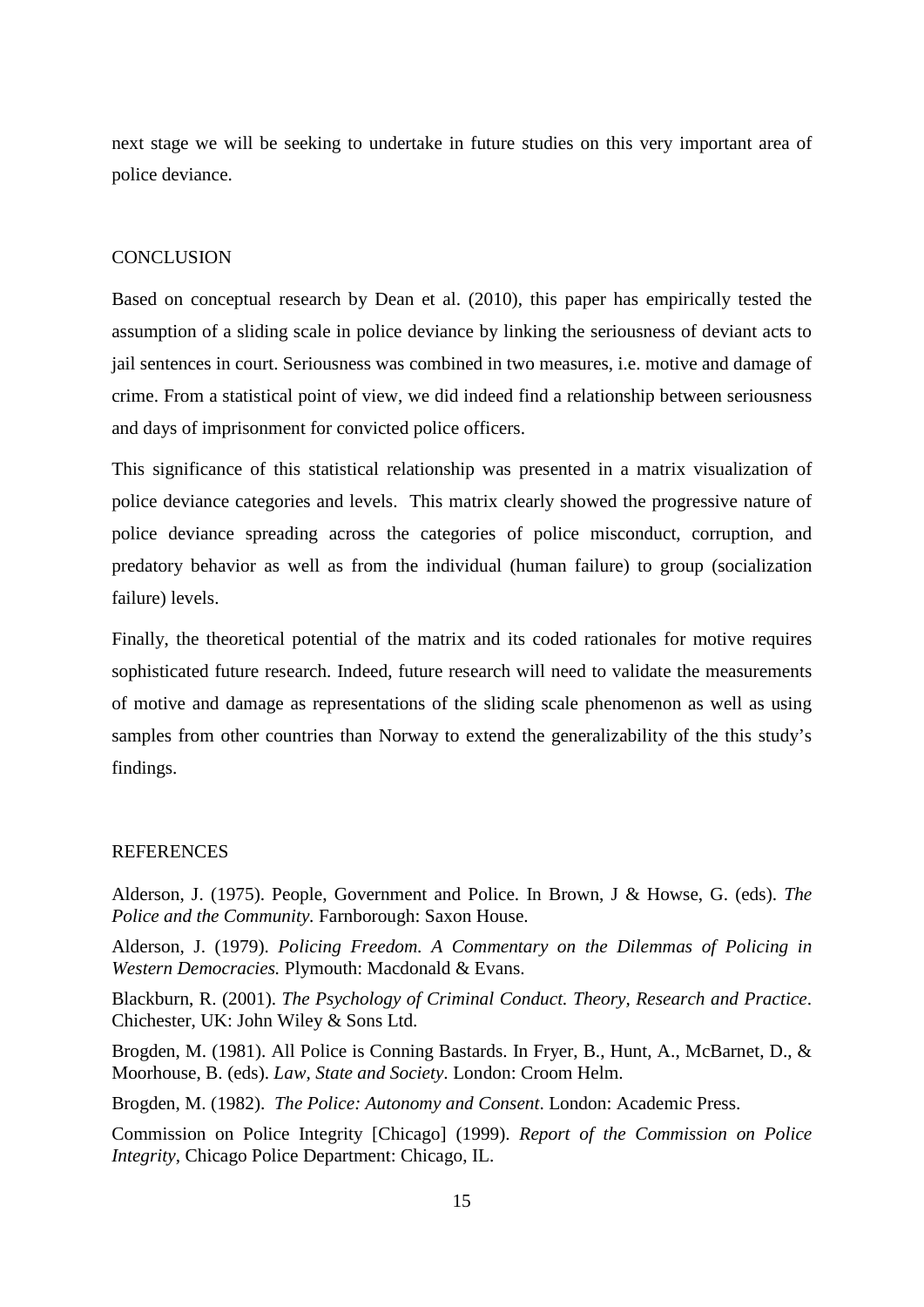next stage we will be seeking to undertake in future studies on this very important area of police deviance.

## CONCLUSION

Based on conceptual research by Dean et al. (2010), this paper has empirically tested the assumption of a sliding scale in police deviance by linking the seriousness of deviant acts to jail sentences in court. Seriousness was combined in two measures, i.e. motive and damage of crime. From a statistical point of view, we did indeed find a relationship between seriousness and days of imprisonment for convicted police officers.

This significance of this statistical relationship was presented in a matrix visualization of police deviance categories and levels. This matrix clearly showed the progressive nature of police deviance spreading across the categories of police misconduct, corruption, and predatory behavior as well as from the individual (human failure) to group (socialization failure) levels.

Finally, the theoretical potential of the matrix and its coded rationales for motive requires sophisticated future research. Indeed, future research will need to validate the measurements of motive and damage as representations of the sliding scale phenomenon as well as using samples from other countries than Norway to extend the generalizability of the this study's findings.

## REFERENCES

Alderson, J. (1975). People, Government and Police. In Brown, J & Howse, G. (eds). *The Police and the Community*. Farnborough: Saxon House.

Alderson, J. (1979). *Policing Freedom. A Commentary on the Dilemmas of Policing in Western Democracies.* Plymouth: Macdonald & Evans.

Blackburn, R. (2001). *The Psychology of Criminal Conduct. Theory, Research and Practice*. Chichester, UK: John Wiley & Sons Ltd.

Brogden, M. (1981). All Police is Conning Bastards. In Fryer, B., Hunt, A., McBarnet, D., & Moorhouse, B. (eds). *Law, State and Society*. London: Croom Helm.

Brogden, M. (1982). *The Police: Autonomy and Consent*. London: Academic Press.

Commission on Police Integrity [Chicago] (1999). *Report of the Commission on Police Integrity*, Chicago Police Department: Chicago, IL.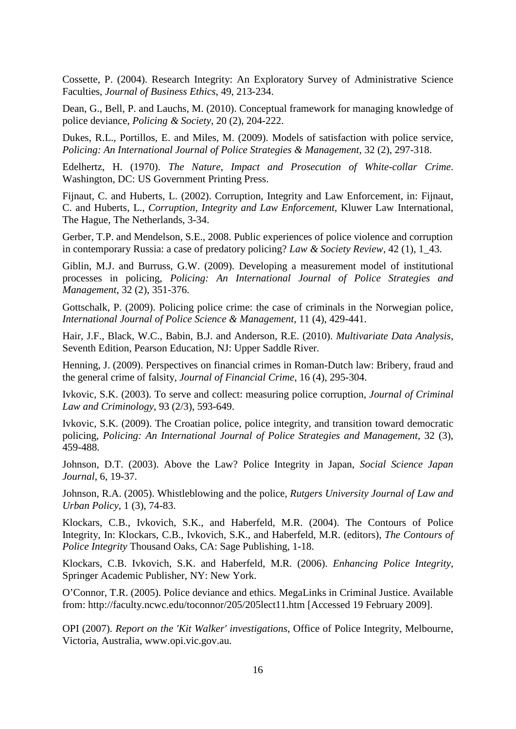Cossette, P. (2004). Research Integrity: An Exploratory Survey of Administrative Science Faculties, *Journal of Business Ethics*, 49, 213-234.

Dean, G., Bell, P. and Lauchs, M. (2010). Conceptual framework for managing knowledge of police deviance, *Policing & Society*, 20 (2), 204-222.

Dukes, R.L., Portillos, E. and Miles, M. (2009). Models of satisfaction with police service, *Policing: An International Journal of Police Strategies & Management*, 32 (2), 297-318.

Edelhertz, H. (1970). *The Nature, Impact and Prosecution of White-collar Crime*. Washington, DC: US Government Printing Press.

Fijnaut, C. and Huberts, L. (2002). Corruption, Integrity and Law Enforcement, in: Fijnaut, C. and Huberts, L., *Corruption, Integrity and Law Enforcement*, Kluwer Law International, The Hague, The Netherlands, 3-34.

Gerber, T.P. and Mendelson, S.E., 2008. Public experiences of police violence and corruption in contemporary Russia: a case of predatory policing? *Law & Society Review*, 42 (1), 1_43.

Giblin, M.J. and Burruss, G.W. (2009). Developing a measurement model of institutional processes in policing, *Policing: An International Journal of Police Strategies and Management*, 32 (2), 351-376.

Gottschalk, P. (2009). Policing police crime: the case of criminals in the Norwegian police, *International Journal of Police Science & Management*, 11 (4), 429-441.

Hair, J.F., Black, W.C., Babin, B.J. and Anderson, R.E. (2010). *Multivariate Data Analysis*, Seventh Edition, Pearson Education, NJ: Upper Saddle River.

Henning, J. (2009). Perspectives on financial crimes in Roman-Dutch law: Bribery, fraud and the general crime of falsity, *Journal of Financial Crime*, 16 (4), 295-304.

Ivkovic, S.K. (2003). To serve and collect: measuring police corruption, *Journal of Criminal Law and Criminology*, 93 (2/3), 593-649.

Ivkovic, S.K. (2009). The Croatian police, police integrity, and transition toward democratic policing, *Policing: An International Journal of Police Strategies and Management*, 32 (3), 459-488.

Johnson, D.T. (2003). Above the Law? Police Integrity in Japan, *Social Science Japan Journal*, 6, 19-37.

Johnson, R.A. (2005). Whistleblowing and the police, *Rutgers University Journal of Law and Urban Policy*, 1 (3), 74-83.

Klockars, C.B., Ivkovich, S.K., and Haberfeld, M.R. (2004). The Contours of Police Integrity, In: Klockars, C.B., Ivkovich, S.K., and Haberfeld, M.R. (editors), *The Contours of Police Integrity* Thousand Oaks, CA: Sage Publishing, 1-18.

Klockars, C.B. Ivkovich, S.K. and Haberfeld, M.R. (2006). *Enhancing Police Integrity*, Springer Academic Publisher, NY: New York.

O'Connor, T.R. (2005). Police deviance and ethics. MegaLinks in Criminal Justice. Available from: http://faculty.ncwc.edu/toconnor/205/205lect11.htm [Accessed 19 February 2009].

OPI (2007). *Report on the 'Kit Walker' investigations*, Office of Police Integrity, Melbourne, Victoria, Australia, www.opi.vic.gov.au.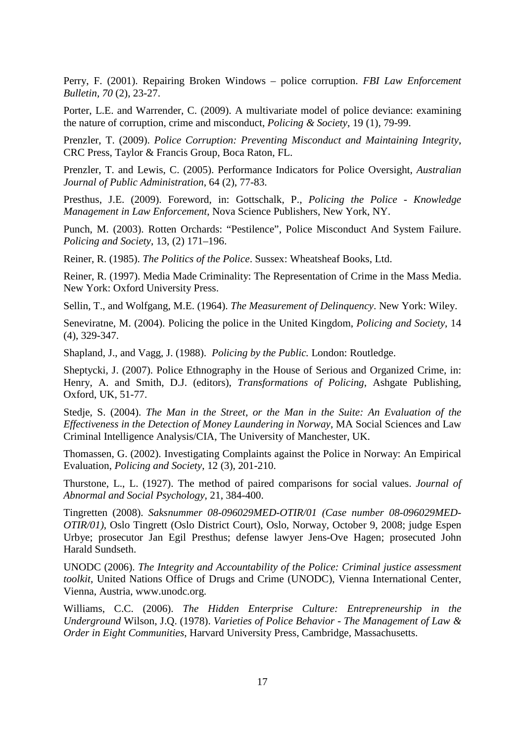Perry, F. (2001). Repairing Broken Windows – police corruption. *FBI Law Enforcement Bulletin, 70* (2), 23-27.

Porter, L.E. and Warrender, C. (2009). A multivariate model of police deviance: examining the nature of corruption, crime and misconduct, *Policing & Society*, 19 (1), 79-99.

Prenzler, T. (2009). *Police Corruption: Preventing Misconduct and Maintaining Integrity*, CRC Press, Taylor & Francis Group, Boca Raton, FL.

Prenzler, T. and Lewis, C. (2005). Performance Indicators for Police Oversight, *Australian Journal of Public Administration*, 64 (2), 77-83.

Presthus, J.E. (2009). Foreword, in: Gottschalk, P., *Policing the Police - Knowledge Management in Law Enforcement*, Nova Science Publishers, New York, NY.

Punch, M. (2003). Rotten Orchards: "Pestilence", Police Misconduct And System Failure. *Policing and Society*, 13, (2) 171–196.

Reiner, R. (1985). *The Politics of the Police*. Sussex: Wheatsheaf Books, Ltd.

Reiner, R. (1997). Media Made Criminality: The Representation of Crime in the Mass Media. New York: Oxford University Press.

Sellin, T., and Wolfgang, M.E. (1964). *The Measurement of Delinquency*. New York: Wiley.

Seneviratne, M. (2004). Policing the police in the United Kingdom, *Policing and Society*, 14 (4), 329-347.

Shapland, J., and Vagg, J. (1988). *Policing by the Public.* London: Routledge.

Sheptycki, J. (2007). Police Ethnography in the House of Serious and Organized Crime, in: Henry, A. and Smith, D.J. (editors), *Transformations of Policing*, Ashgate Publishing, Oxford, UK, 51-77.

Stedje, S. (2004). *The Man in the Street, or the Man in the Suite: An Evaluation of the Effectiveness in the Detection of Money Laundering in Norway*, MA Social Sciences and Law Criminal Intelligence Analysis/CIA, The University of Manchester, UK.

Thomassen, G. (2002). Investigating Complaints against the Police in Norway: An Empirical Evaluation, *Policing and Society*, 12 (3), 201-210.

Thurstone, L., L. (1927). The method of paired comparisons for social values. *Journal of Abnormal and Social Psychology*, 21, 384-400.

Tingretten (2008). *Saksnummer 08-096029MED-OTIR/01 (Case number 08-096029MED-OTIR/01)*, Oslo Tingrett (Oslo District Court), Oslo, Norway, October 9, 2008; judge Espen Urbye; prosecutor Jan Egil Presthus; defense lawyer Jens-Ove Hagen; prosecuted John Harald Sundseth.

UNODC (2006). *The Integrity and Accountability of the Police: Criminal justice assessment toolkit*, United Nations Office of Drugs and Crime (UNODC), Vienna International Center, Vienna, Austria, www.unodc.org.

Williams, C.C. (2006). *The Hidden Enterprise Culture: Entrepreneurship in the Underground* Wilson, J.Q. (1978). *Varieties of Police Behavior - The Management of Law & Order in Eight Communities*, Harvard University Press, Cambridge, Massachusetts.